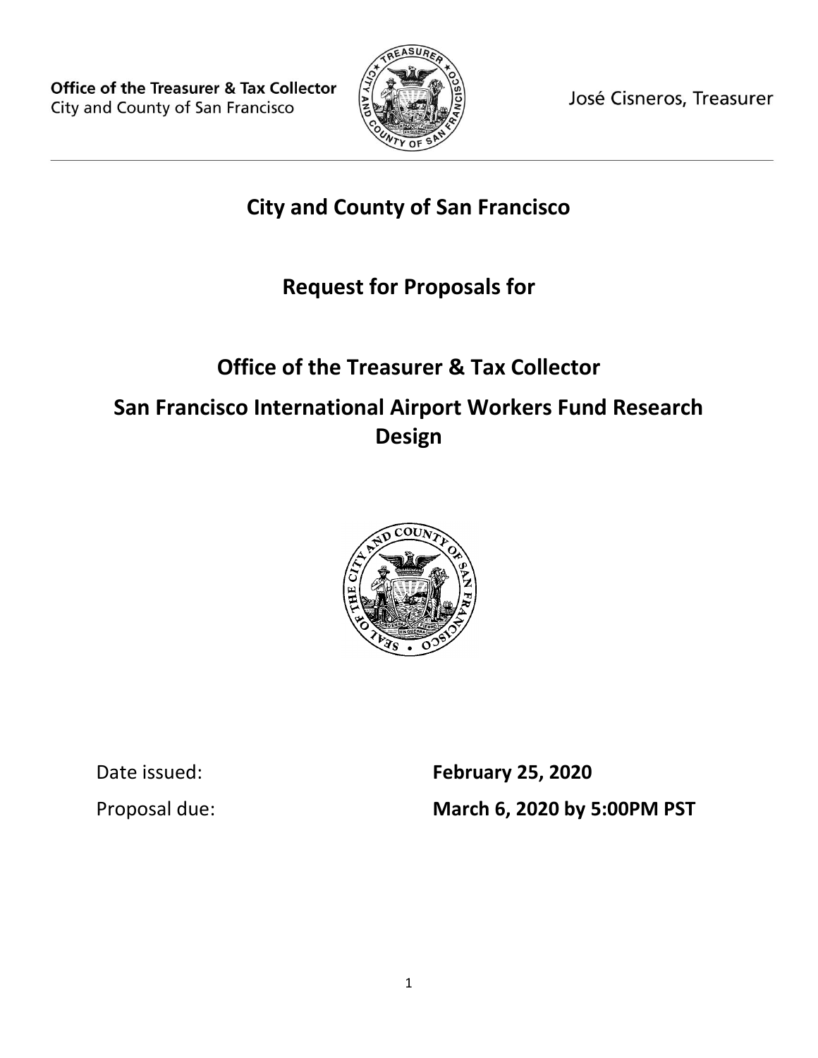**Office of the Treasurer & Tax Collector**
City and County of San Francisco

José Cisneros, Treasurer

---

# City and County of San Francisco

## Request for Proposals for

## Office of the Treasurer & Tax Collector

## San Francisco International Airport Workers Fund Research Design

Date issued: **February 25, 2020**

Proposal due: **March 6, 2020 by 5:00PM PST**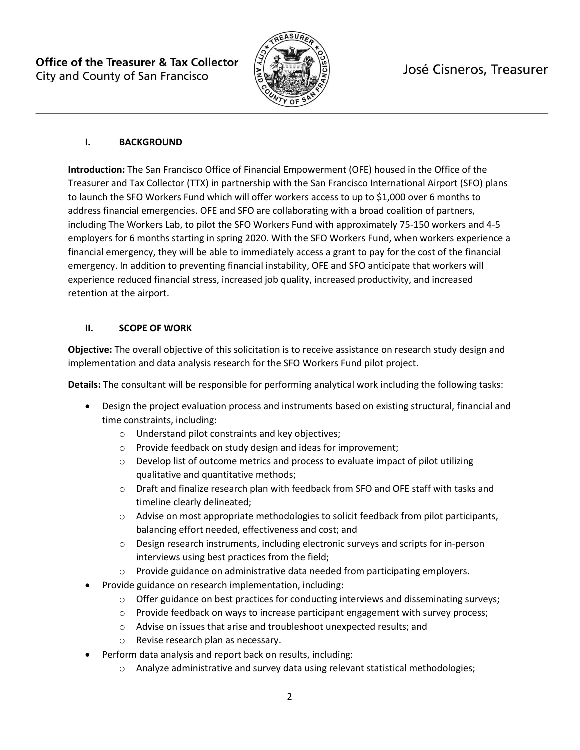## I. BACKGROUND

**Introduction:** The San Francisco Office of Financial Empowerment (OFE) housed in the Office of the Treasurer and Tax Collector (TTX) in partnership with the San Francisco International Airport (SFO) plans to launch the SFO Workers Fund which will offer workers access to up to $1,000 over 6 months to address financial emergencies. OFE and SFO are collaborating with a broad coalition of partners, including The Workers Lab, to pilot the SFO Workers Fund with approximately 75-150 workers and 4-5 employers for 6 months starting in spring 2020. With the SFO Workers Fund, when workers experience a financial emergency, they will be able to immediately access a grant to pay for the cost of the financial emergency. In addition to preventing financial instability, OFE and SFO anticipate that workers will experience reduced financial stress, increased job quality, increased productivity, and increased retention at the airport.

## II. SCOPE OF WORK

**Objective:** The overall objective of this solicitation is to receive assistance on research study design and implementation and data analysis research for the SFO Workers Fund pilot project.

**Details:** The consultant will be responsible for performing analytical work including the following tasks:

- Design the project evaluation process and instruments based on existing structural, financial and time constraints, including:
  - Understand pilot constraints and key objectives;
  - Provide feedback on study design and ideas for improvement;
  - Develop list of outcome metrics and process to evaluate impact of pilot utilizing qualitative and quantitative methods;
  - Draft and finalize research plan with feedback from SFO and OFE staff with tasks and timeline clearly delineated;
  - Advise on most appropriate methodologies to solicit feedback from pilot participants, balancing effort needed, effectiveness and cost; and
  - Design research instruments, including electronic surveys and scripts for in-person interviews using best practices from the field;
  - Provide guidance on administrative data needed from participating employers.
- Provide guidance on research implementation, including:
  - Offer guidance on best practices for conducting interviews and disseminating surveys;
  - Provide feedback on ways to increase participant engagement with survey process;
  - Advise on issues that arise and troubleshoot unexpected results; and
  - Revise research plan as necessary.
- Perform data analysis and report back on results, including:
  - Analyze administrative and survey data using relevant statistical methodologies;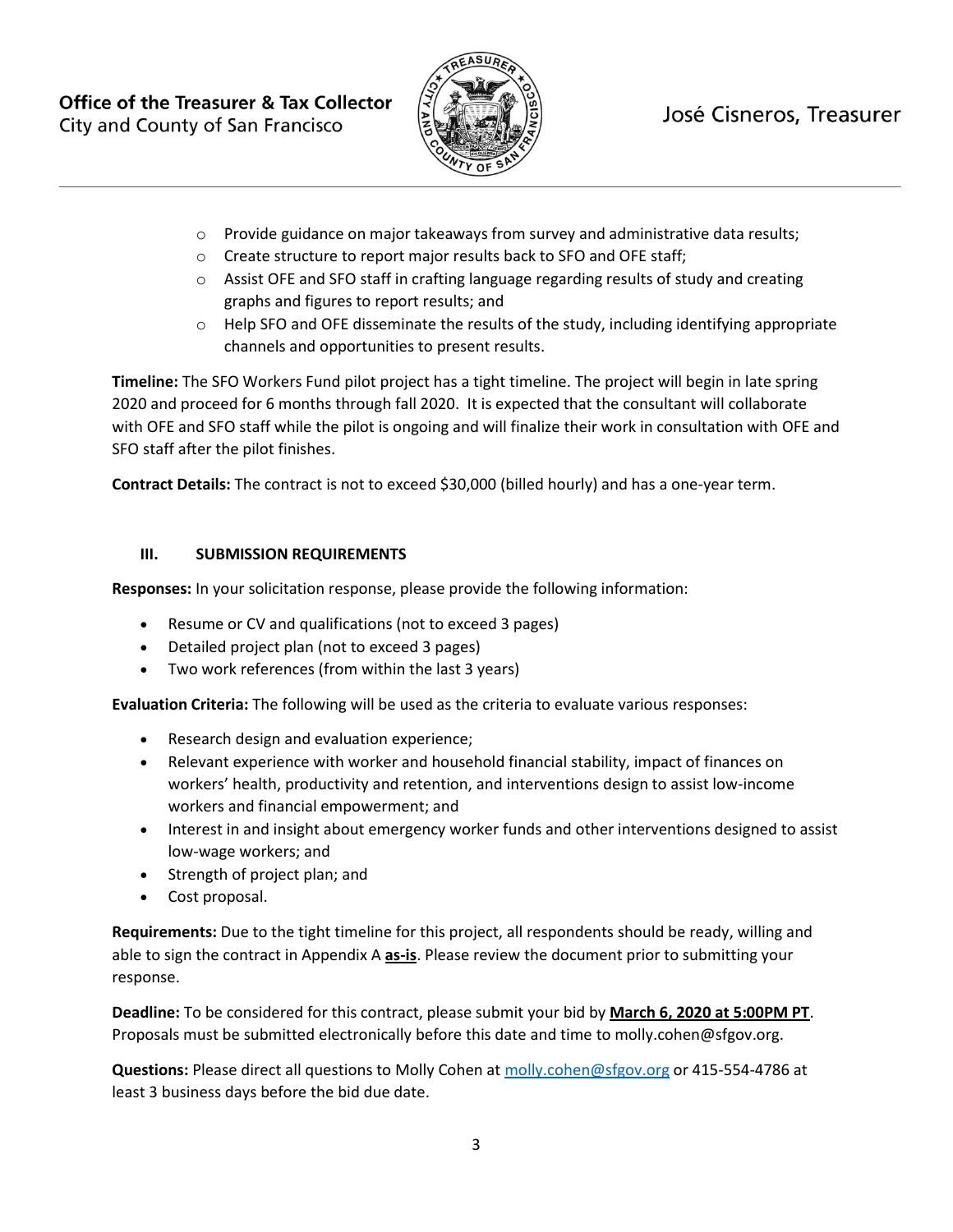- Provide guidance on major takeaways from survey and administrative data results;
- Create structure to report major results back to SFO and OFE staff;
- Assist OFE and SFO staff in crafting language regarding results of study and creating graphs and figures to report results; and
- Help SFO and OFE disseminate the results of the study, including identifying appropriate channels and opportunities to present results.

**Timeline:** The SFO Workers Fund pilot project has a tight timeline. The project will begin in late spring 2020 and proceed for 6 months through fall 2020. It is expected that the consultant will collaborate with OFE and SFO staff while the pilot is ongoing and will finalize their work in consultation with OFE and SFO staff after the pilot finishes.

**Contract Details:** The contract is not to exceed $30,000 (billed hourly) and has a one-year term.

## III. SUBMISSION REQUIREMENTS

**Responses:** In your solicitation response, please provide the following information:

- Resume or CV and qualifications (not to exceed 3 pages)
- Detailed project plan (not to exceed 3 pages)
- Two work references (from within the last 3 years)

**Evaluation Criteria:** The following will be used as the criteria to evaluate various responses:

- Research design and evaluation experience;
- Relevant experience with worker and household financial stability, impact of finances on workers' health, productivity and retention, and interventions design to assist low-income workers and financial empowerment; and
- Interest in and insight about emergency worker funds and other interventions designed to assist low-wage workers; and
- Strength of project plan; and
- Cost proposal.

**Requirements:** Due to the tight timeline for this project, all respondents should be ready, willing and able to sign the contract in Appendix A **as-is**. Please review the document prior to submitting your response.

**Deadline:** To be considered for this contract, please submit your bid by **March 6, 2020 at 5:00PM PT**. Proposals must be submitted electronically before this date and time to molly.cohen@sfgov.org.

**Questions:** Please direct all questions to Molly Cohen at molly.cohen@sfgov.org or 415-554-4786 at least 3 business days before the bid due date.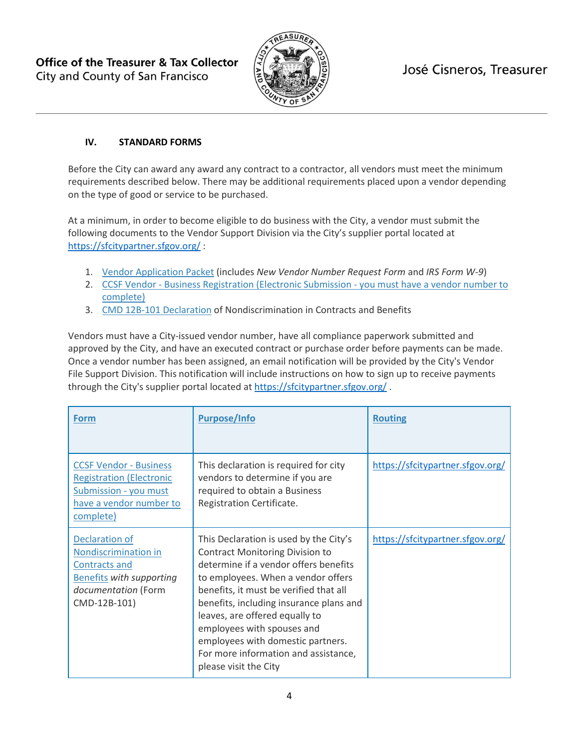### IV. STANDARD FORMS

Before the City can award any award any contract to a contractor, all vendors must meet the minimum requirements described below. There may be additional requirements placed upon a vendor depending on the type of good or service to be purchased.

At a minimum, in order to become eligible to do business with the City, a vendor must submit the following documents to the Vendor Support Division via the City's supplier portal located at https://sfcitypartner.sfgov.org/ :

1. Vendor Application Packet (includes *New Vendor Number Request Form* and *IRS Form W-9*)
2. CCSF Vendor - Business Registration (Electronic Submission - you must have a vendor number to complete)
3. CMD 12B-101 Declaration of Nondiscrimination in Contracts and Benefits

Vendors must have a City-issued vendor number, have all compliance paperwork submitted and approved by the City, and have an executed contract or purchase order before payments can be made. Once a vendor number has been assigned, an email notification will be provided by the City's Vendor File Support Division. This notification will include instructions on how to sign up to receive payments through the City's supplier portal located at https://sfcitypartner.sfgov.org/ .

| Form | Purpose/Info | Routing |
|---|---|---|
| CCSF Vendor - Business Registration (Electronic Submission - you must have a vendor number to complete) | This declaration is required for city vendors to determine if you are required to obtain a Business Registration Certificate. | https://sfcitypartner.sfgov.org/ |
| Declaration of Nondiscrimination in Contracts and Benefits *with supporting documentation* (Form CMD-12B-101) | This Declaration is used by the City's Contract Monitoring Division to determine if a vendor offers benefits to employees. When a vendor offers benefits, it must be verified that all benefits, including insurance plans and leaves, are offered equally to employees with spouses and employees with domestic partners. For more information and assistance, please visit the City | https://sfcitypartner.sfgov.org/ |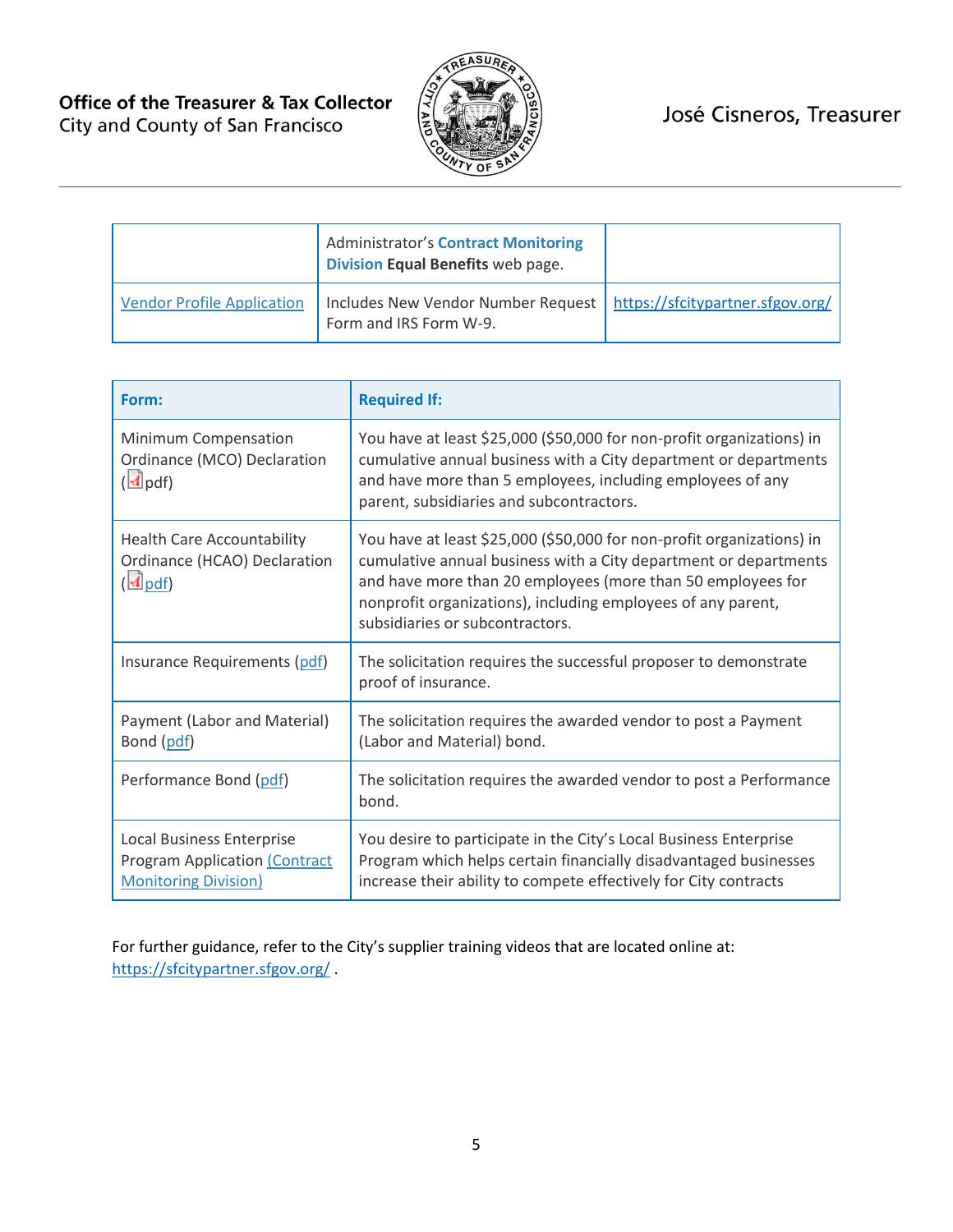| | | |
|---|---|---|
| | Administrator's **Contract Monitoring Division Equal Benefits** web page. | |
| Vendor Profile Application | Includes New Vendor Number Request Form and IRS Form W-9. | https://sfcitypartner.sfgov.org/ |

| **Form:** | **Required If:** |
|---|---|
| Minimum Compensation Ordinance (MCO) Declaration (pdf) | You have at least $25,000 ($50,000 for non-profit organizations) in cumulative annual business with a City department or departments and have more than 5 employees, including employees of any parent, subsidiaries and subcontractors. |
| Health Care Accountability Ordinance (HCAO) Declaration (pdf) | You have at least $25,000 ($50,000 for non-profit organizations) in cumulative annual business with a City department or departments and have more than 20 employees (more than 50 employees for nonprofit organizations), including employees of any parent, subsidiaries or subcontractors. |
| Insurance Requirements (pdf) | The solicitation requires the successful proposer to demonstrate proof of insurance. |
| Payment (Labor and Material) Bond (pdf) | The solicitation requires the awarded vendor to post a Payment (Labor and Material) bond. |
| Performance Bond (pdf) | The solicitation requires the awarded vendor to post a Performance bond. |
| Local Business Enterprise Program Application (Contract Monitoring Division) | You desire to participate in the City's Local Business Enterprise Program which helps certain financially disadvantaged businesses increase their ability to compete effectively for City contracts |

For further guidance, refer to the City's supplier training videos that are located online at: https://sfcitypartner.sfgov.org/ .